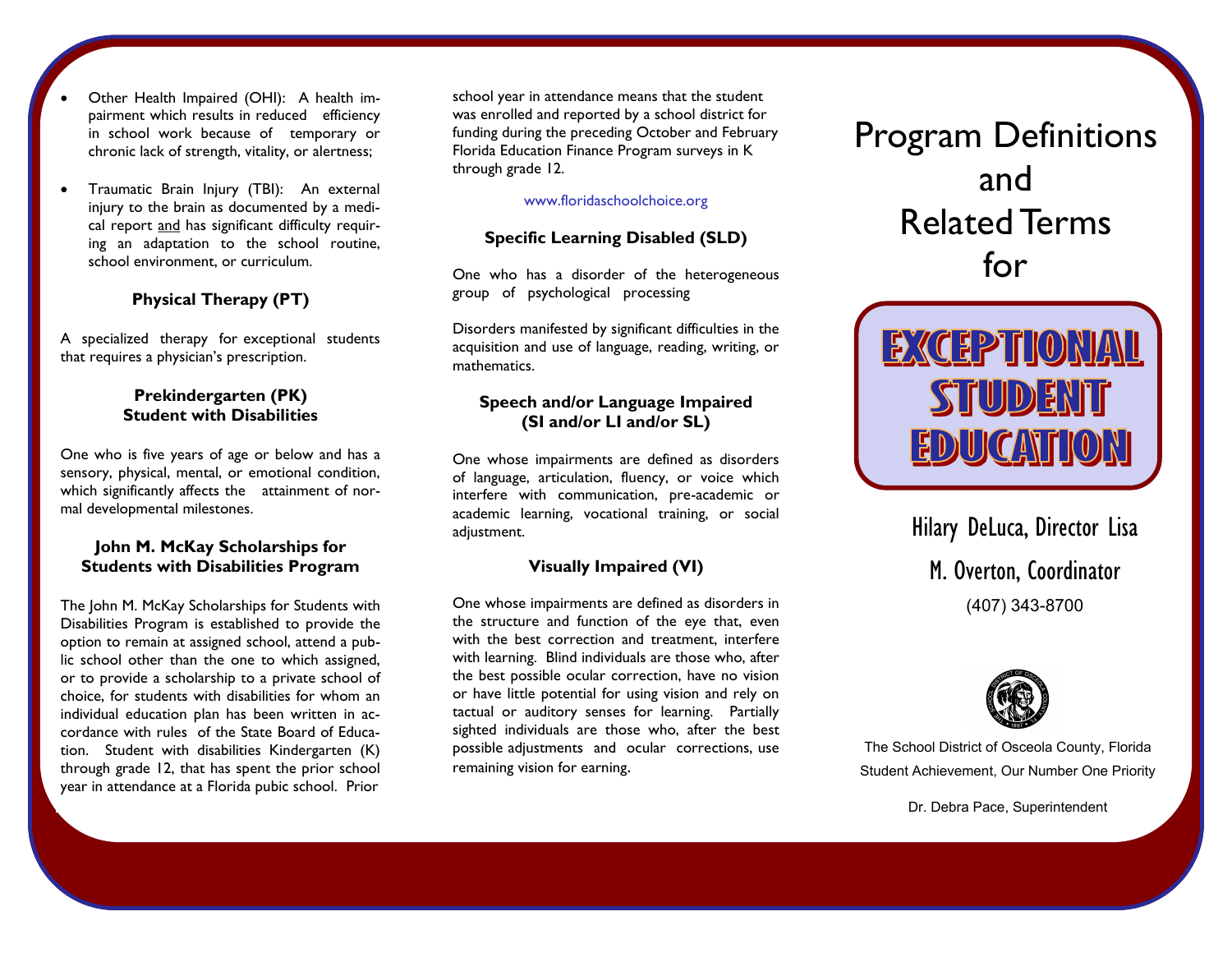- Other Health Impaired (OHI): A health impairment which results in reduced efficiency in school work because of temporary or chronic lack of strength, vitality, or alertness;
- Traumatic Brain Injury (TBI): An external injury to the brain as documented by a medical report and has significant difficulty requiring an adaptation to the school routine, school environment, or curriculum.

### Physical Therapy (PT)

A specialized therapy for exceptional students that requires a physician's prescription.

### Prekindergarten (PK) Student with Disabilities

One who is five years of age or below and has a sensory, physical, mental, or emotional condition, which significantly affects the attainment of normal developmental milestones.

### John M. McKay Scholarships for Students with Disabilities Program

The John M. McKay Scholarships for Students with Disabilities Program is established to provide the option to remain at assigned school, attend a public school other than the one to which assigned, or to provide a scholarship to a private school of choice, for students with disabilities for whom an individual education plan has been written in accordance with rules of the State Board of Education. Student with disabilities Kindergarten (K) through grade 12, that has spent the prior school year in attendance at a Florida pubic school. Prior school year in attendance means that the student was enrolled and reported by a school district for funding during the preceding October and February Florida Education Finance Program surveys in K through grade 12.

www.floridaschoolchoice.org

### Specific Learning Disabled (SLD)

One who has a disorder of the heterogeneous group of psychological processing

Disorders manifested by significant difficulties in the acquisition and use of language, reading, writing, or mathematics.

### Speech and/or Language Impaired (SI and/or LI and/or SL)

One whose impairments are defined as disorders of language, articulation, fluency, or voice which interfere with communication, pre-academic or academic learning, vocational training, or social adjustment.

### Visually Impaired (VI)

One whose impairments are defined as disorders in the structure and function of the eye that, even with the best correction and treatment, interfere with learning. Blind individuals are those who, after the best possible ocular correction, have no vision or have little potential for using vision and rely on tactual or auditory senses for learning. Partially sighted individuals are those who, after the best possible adjustments and ocular corrections, use remaining vision for earning.

# Program Definitions and Related Terms for

# EXCEPTIONAL STUDENT EDUCATION

Hilary DeLuca, Director Lisa M. Overton, Coordinator

(407) 343-8700

The School District of Osceola County, Florida

Student Achievement, Our Number One Priority

Dr. Debra Pace, Superintendent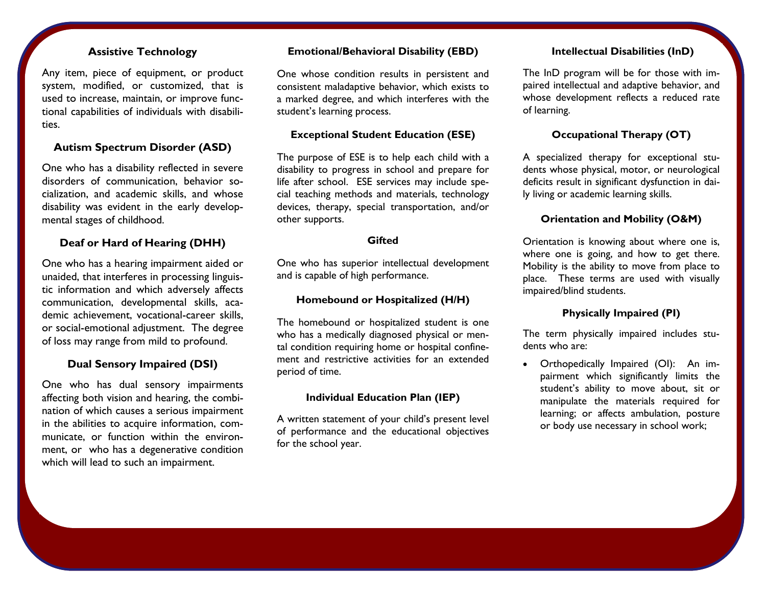### Assistive Technology

Any item, piece of equipment, or product system, modified, or customized, that is used to increase, maintain, or improve functional capabilities of individuals with disabilities.

### Autism Spectrum Disorder (ASD)

One who has a disability reflected in severe disorders of communication, behavior socialization, and academic skills, and whose disability was evident in the early developmental stages of childhood.

### Deaf or Hard of Hearing (DHH)

One who has a hearing impairment aided or unaided, that interferes in processing linguistic information and which adversely affects communication, developmental skills, academic achievement, vocational-career skills, or social-emotional adjustment. The degree of loss may range from mild to profound.

### Dual Sensory Impaired (DSI)

One who has dual sensory impairments affecting both vision and hearing, the combination of which causes a serious impairment in the abilities to acquire information, communicate, or function within the environment, or who has a degenerative condition which will lead to such an impairment.

### Emotional/Behavioral Disability (EBD)

One whose condition results in persistent and consistent maladaptive behavior, which exists to a marked degree, and which interferes with the student's learning process.

### Exceptional Student Education (ESE)

The purpose of ESE is to help each child with a disability to progress in school and prepare for life after school. ESE services may include special teaching methods and materials, technology devices, therapy, special transportation, and/or other supports.

### Gifted

One who has superior intellectual development and is capable of high performance.

### Homebound or Hospitalized (H/H)

The homebound or hospitalized student is one who has a medically diagnosed physical or mental condition requiring home or hospital confinement and restrictive activities for an extended period of time.

### Individual Education Plan (IEP)

A written statement of your child's present level of performance and the educational objectives for the school year.

### Intellectual Disabilities (InD)

The InD program will be for those with impaired intellectual and adaptive behavior, and whose development reflects a reduced rate of learning.

### Occupational Therapy (OT)

A specialized therapy for exceptional students whose physical, motor, or neurological deficits result in significant dysfunction in daily living or academic learning skills.

### Orientation and Mobility (O&M)

Orientation is knowing about where one is, where one is going, and how to get there. Mobility is the ability to move from place to place. These terms are used with visually impaired/blind students.

### Physically Impaired (PI)

The term physically impaired includes students who are:

- Orthopedically Impaired (OI): An impairment which significantly limits the student's ability to move about, sit or manipulate the materials required for learning; or affects ambulation, posture or body use necessary in school work;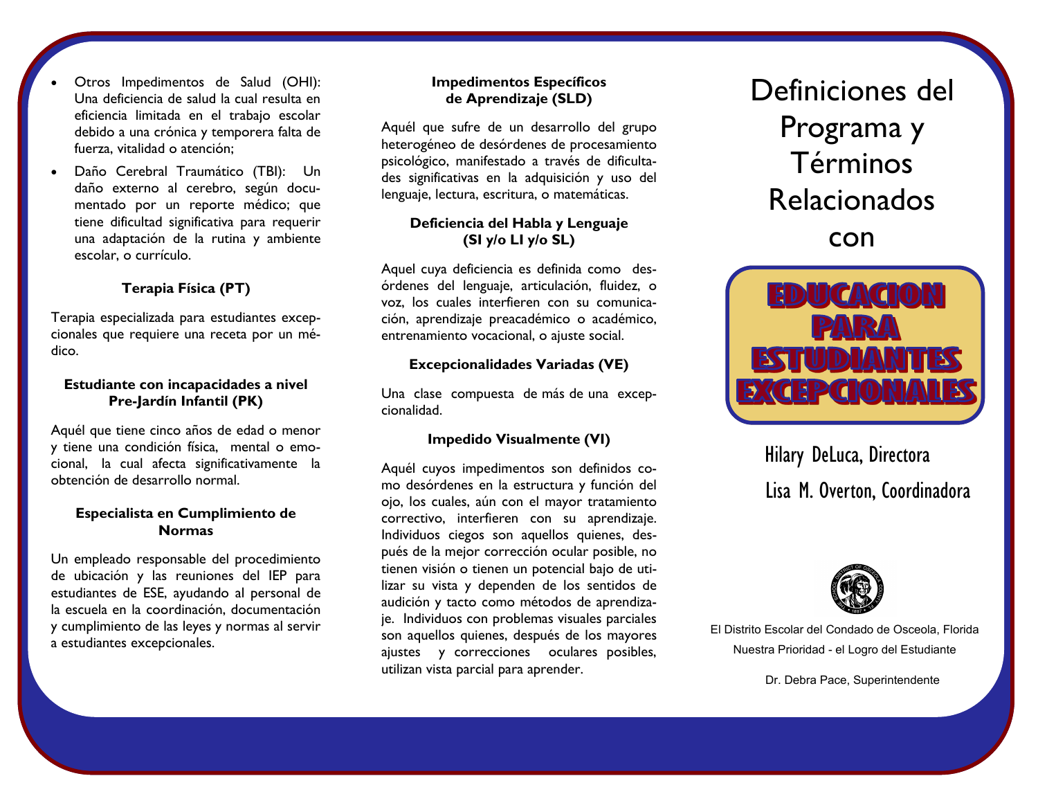- Otros Impedimentos de Salud (OHI): Una deficiencia de salud la cual resulta en eficiencia limitada en el trabajo escolar debido a una crónica y temporera falta de fuerza, vitalidad o atención;
- Daño Cerebral Traumático (TBI): Un daño externo al cerebro, según documentado por un reporte médico; que tiene dificultad significativa para requerir una adaptación de la rutina y ambiente escolar, o currículo.

### Terapia Física (PT)

Terapia especializada para estudiantes excepcionales que requiere una receta por un médico.

### Estudiante con incapacidades a nivel Pre-Jardín Infantil (PK)

Aquél que tiene cinco años de edad o menor y tiene una condición física, mental o emocional, la cual afecta significativamente la obtención de desarrollo normal.

### Especialista en Cumplimiento de Normas

Un empleado responsable del procedimiento de ubicación y las reuniones del IEP para estudiantes de ESE, ayudando al personal de la escuela en la coordinación, documentación y cumplimiento de las leyes y normas al servir a estudiantes excepcionales.

### Impedimentos Específicos de Aprendizaje (SLD)

Aquél que sufre de un desarrollo del grupo heterogéneo de desórdenes de procesamiento psicológico, manifestado a través de dificultades significativas en la adquisición y uso del lenguaje, lectura, escritura, o matemáticas.

### Deficiencia del Habla y Lenguaje (SI y/o LI y/o SL)

Aquel cuya deficiencia es definida como desórdenes del lenguaje, articulación, fluidez, o voz, los cuales interfieren con su comunicación, aprendizaje preacadémico o académico, entrenamiento vocacional, o ajuste social.

### Excepcionalidades Variadas (VE)

Una clase compuesta de más de una excepcionalidad.

### Impedido Visualmente (VI)

Aquél cuyos impedimentos son definidos como desórdenes en la estructura y función del ojo, los cuales, aún con el mayor tratamiento correctivo, interfieren con su aprendizaje. Individuos ciegos son aquellos quienes, después de la mejor corrección ocular posible, no tienen visión o tienen un potencial bajo de utilizar su vista y dependen de los sentidos de audición y tacto como métodos de aprendizaje. Individuos con problemas visuales parciales son aquellos quienes, después de los mayores ajustes y correcciones oculares posibles, utilizan vista parcial para aprender.

# Definiciones del Programa y Términos Relacionados con

## EDUCACION PARA ESTUDIANTES EXCEPCIONALES

Hilary DeLuca, Directora

Lisa M. Overton, Coordinadora

El Distrito Escolar del Condado de Osceola, Florida

Nuestra Prioridad - el Logro del Estudiante

Dr. Debra Pace, Superintendente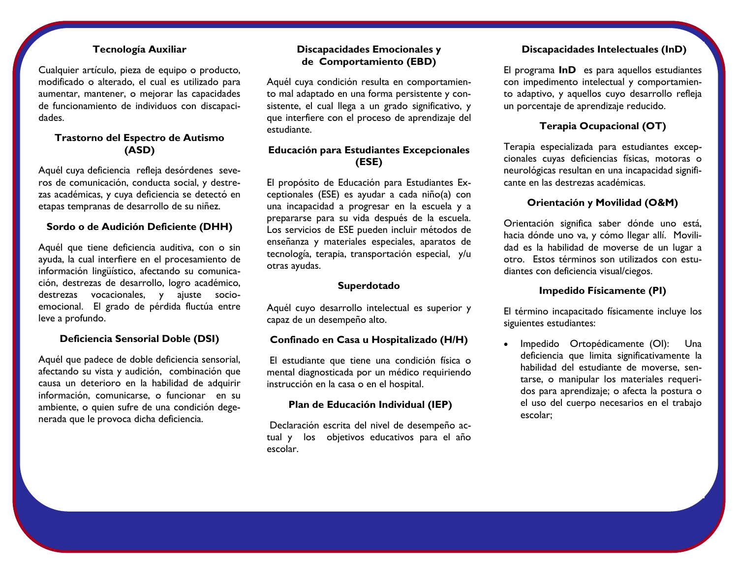### Tecnología Auxiliar

Cualquier artículo, pieza de equipo o producto, modificado o alterado, el cual es utilizado para aumentar, mantener, o mejorar las capacidades de funcionamiento de individuos con discapacidades.

### Trastorno del Espectro de Autismo (ASD)

Aquél cuya deficiencia refleja desórdenes severos de comunicación, conducta social, y destrezas académicas, y cuya deficiencia se detectó en etapas tempranas de desarrollo de su niñez.

### Sordo o de Audición Deficiente (DHH)

Aquél que tiene deficiencia auditiva, con o sin ayuda, la cual interfiere en el procesamiento de información lingüístico, afectando su comunicación, destrezas de desarrollo, logro académico, destrezas vocacionales, y ajuste socio-emocional. El grado de pérdida fluctúa entre leve a profundo.

### Deficiencia Sensorial Doble (DSI)

Aquél que padece de doble deficiencia sensorial, afectando su vista y audición, combinación que causa un deterioro en la habilidad de adquirir información, comunicarse, o funcionar en su ambiente, o quien sufre de una condición degenerada que le provoca dicha deficiencia.

### Discapacidades Emocionales y de Comportamiento (EBD)

Aquél cuya condición resulta en comportamiento mal adaptado en una forma persistente y consistente, el cual llega a un grado significativo, y que interfiere con el proceso de aprendizaje del estudiante.

### Educación para Estudiantes Excepcionales (ESE)

El propósito de Educación para Estudiantes Excepcionales (ESE) es ayudar a cada niño(a) con una incapacidad a progresar en la escuela y a prepararse para su vida después de la escuela. Los servicios de ESE pueden incluir métodos de enseñanza y materiales especiales, aparatos de tecnología, terapia, transportación especial, y/u otras ayudas.

### Superdotado

Aquél cuyo desarrollo intelectual es superior y capaz de un desempeño alto.

### Confinado en Casa u Hospitalizado (H/H)

El estudiante que tiene una condición física o mental diagnosticada por un médico requiriendo instrucción en la casa o en el hospital.

### Plan de Educación Individual (IEP)

Declaración escrita del nivel de desempeño actual y los objetivos educativos para el año escolar.

### Discapacidades Intelectuales (InD)

El programa **InD** es para aquellos estudiantes con impedimento intelectual y comportamiento adaptivo, y aquellos cuyo desarrollo refleja un porcentaje de aprendizaje reducido.

### Terapia Ocupacional (OT)

Terapia especializada para estudiantes excepcionales cuyas deficiencias físicas, motoras o neurológicas resultan en una incapacidad significante en las destrezas académicas.

### Orientación y Movilidad (O&M)

Orientación significa saber dónde uno está, hacia dónde uno va, y cómo llegar allí. Movilidad es la habilidad de moverse de un lugar a otro. Estos términos son utilizados con estudiantes con deficiencia visual/ciegos.

### Impedido Físicamente (PI)

El término incapacitado físicamente incluye los siguientes estudiantes:

- Impedido Ortopédicamente (OI): Una deficiencia que limita significativamente la habilidad del estudiante de moverse, sentarse, o manipular los materiales requeridos para aprendizaje; o afecta la postura o el uso del cuerpo necesarios en el trabajo escolar;